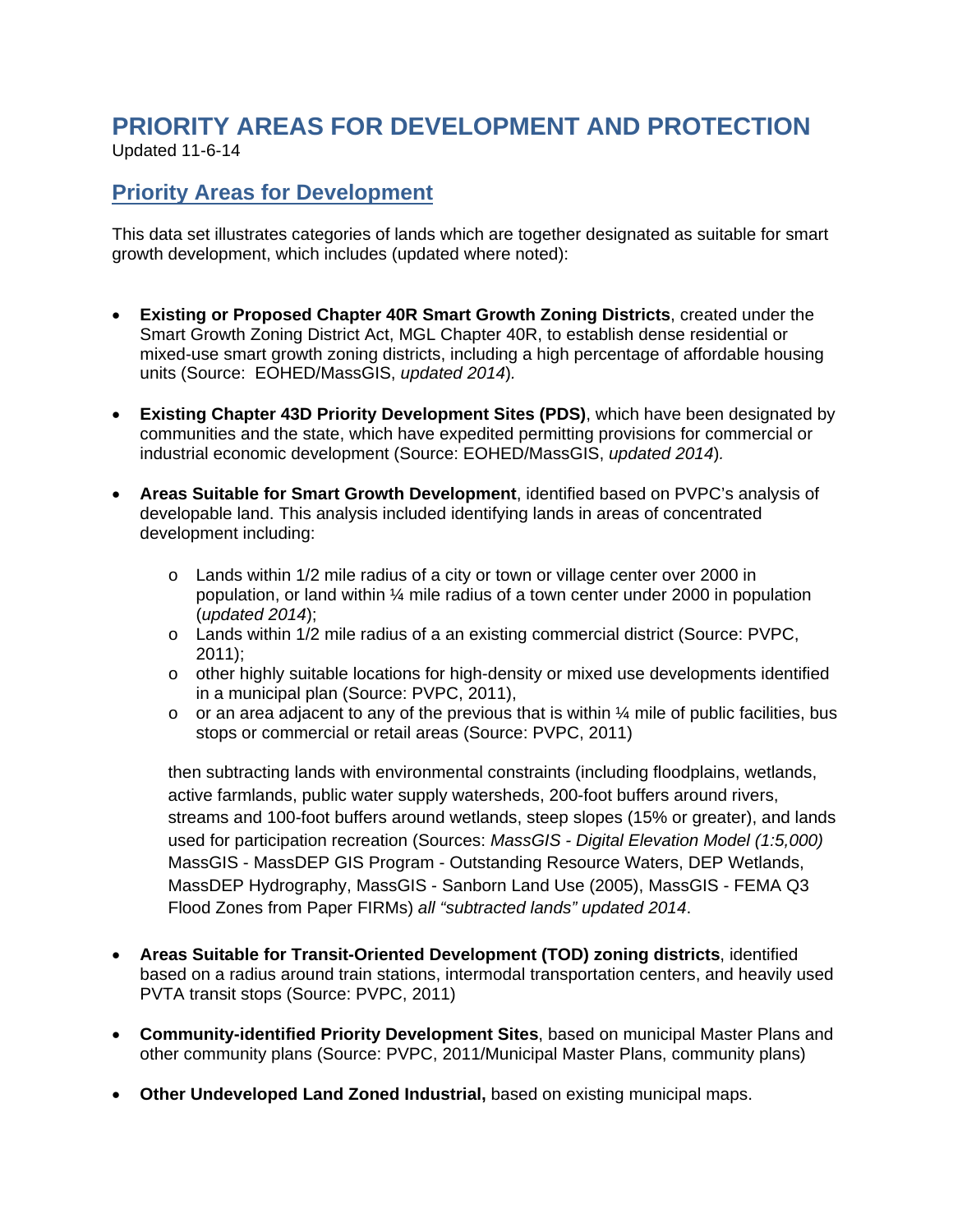# PRIORITY AREAS FOR DEVELOPMENT AND PROTECTION

Updated 11-6-14

## Priority Areas for Development

This data set illustrates categories of lands which are together designated as suitable for smart growth development, which includes (updated where noted):

- **Existing or Proposed Chapter 40R Smart Growth Zoning Districts**, created under the Smart Growth Zoning District Act, MGL Chapter 40R, to establish dense residential or mixed-use smart growth zoning districts, including a high percentage of affordable housing units (Source: EOHED/MassGIS, *updated 2014*).

- **Existing Chapter 43D Priority Development Sites (PDS)**, which have been designated by communities and the state, which have expedited permitting provisions for commercial or industrial economic development (Source: EOHED/MassGIS, *updated 2014*).

- **Areas Suitable for Smart Growth Development**, identified based on PVPC's analysis of developable land. This analysis included identifying lands in areas of concentrated development including:

  - Lands within 1/2 mile radius of a city or town or village center over 2000 in population, or land within ¼ mile radius of a town center under 2000 in population (*updated 2014*);
  - Lands within 1/2 mile radius of a an existing commercial district (Source: PVPC, 2011);
  - other highly suitable locations for high-density or mixed use developments identified in a municipal plan (Source: PVPC, 2011),
  - or an area adjacent to any of the previous that is within ¼ mile of public facilities, bus stops or commercial or retail areas (Source: PVPC, 2011)

  then subtracting lands with environmental constraints (including floodplains, wetlands, active farmlands, public water supply watersheds, 200-foot buffers around rivers, streams and 100-foot buffers around wetlands, steep slopes (15% or greater), and lands used for participation recreation (Sources: *MassGIS - Digital Elevation Model (1:5,000)* MassGIS - MassDEP GIS Program - Outstanding Resource Waters, DEP Wetlands, MassDEP Hydrography, MassGIS - Sanborn Land Use (2005), MassGIS - FEMA Q3 Flood Zones from Paper FIRMs) *all "subtracted lands" updated 2014*.

- **Areas Suitable for Transit-Oriented Development (TOD) zoning districts**, identified based on a radius around train stations, intermodal transportation centers, and heavily used PVTA transit stops (Source: PVPC, 2011)

- **Community-identified Priority Development Sites**, based on municipal Master Plans and other community plans (Source: PVPC, 2011/Municipal Master Plans, community plans)

- **Other Undeveloped Land Zoned Industrial,** based on existing municipal maps.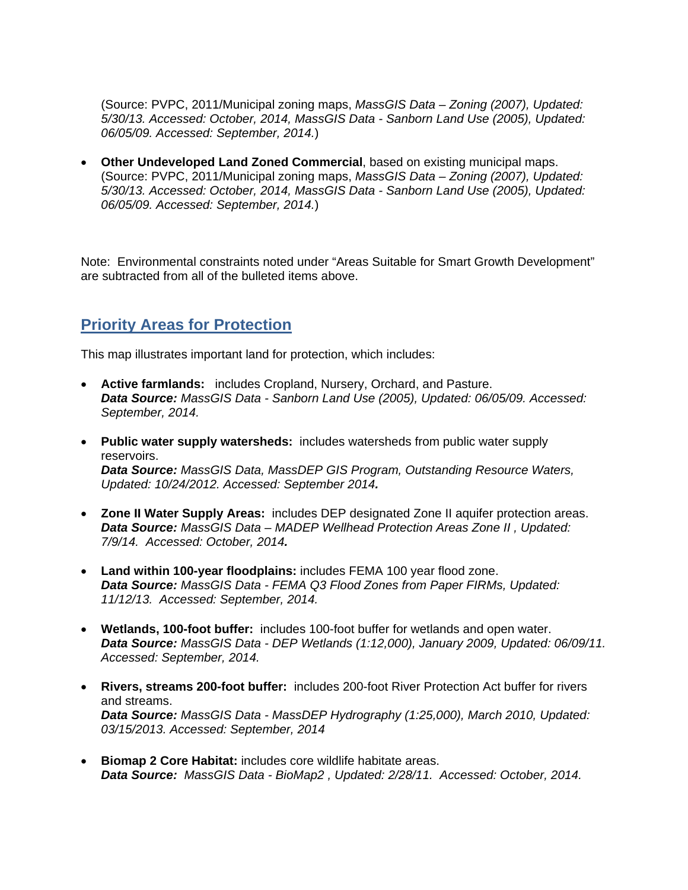(Source: PVPC, 2011/Municipal zoning maps, *MassGIS Data – Zoning (2007), Updated: 5/30/13. Accessed: October, 2014, MassGIS Data - Sanborn Land Use (2005), Updated: 06/05/09. Accessed: September, 2014.*)

- **Other Undeveloped Land Zoned Commercial**, based on existing municipal maps. (Source: PVPC, 2011/Municipal zoning maps, *MassGIS Data – Zoning (2007), Updated: 5/30/13. Accessed: October, 2014, MassGIS Data - Sanborn Land Use (2005), Updated: 06/05/09. Accessed: September, 2014.*)

Note: Environmental constraints noted under "Areas Suitable for Smart Growth Development" are subtracted from all of the bulleted items above.

## Priority Areas for Protection

This map illustrates important land for protection, which includes:

- **Active farmlands:** includes Cropland, Nursery, Orchard, and Pasture.
  ***Data Source:*** *MassGIS Data - Sanborn Land Use (2005), Updated: 06/05/09. Accessed: September, 2014.*

- **Public water supply watersheds:** includes watersheds from public water supply reservoirs.
  ***Data Source:*** *MassGIS Data, MassDEP GIS Program, Outstanding Resource Waters, Updated: 10/24/2012. Accessed: September 2014.*

- **Zone II Water Supply Areas:** includes DEP designated Zone II aquifer protection areas.
  ***Data Source:*** *MassGIS Data – MADEP Wellhead Protection Areas Zone II , Updated: 7/9/14. Accessed: October, 2014.*

- **Land within 100-year floodplains:** includes FEMA 100 year flood zone.
  ***Data Source:*** *MassGIS Data - FEMA Q3 Flood Zones from Paper FIRMs, Updated: 11/12/13. Accessed: September, 2014.*

- **Wetlands, 100-foot buffer:** includes 100-foot buffer for wetlands and open water.
  ***Data Source:*** *MassGIS Data - DEP Wetlands (1:12,000), January 2009, Updated: 06/09/11. Accessed: September, 2014.*

- **Rivers, streams 200-foot buffer:** includes 200-foot River Protection Act buffer for rivers and streams.
  ***Data Source:*** *MassGIS Data - MassDEP Hydrography (1:25,000), March 2010, Updated: 03/15/2013. Accessed: September, 2014*

- **Biomap 2 Core Habitat:** includes core wildlife habitate areas.
  ***Data Source:*** *MassGIS Data - BioMap2 , Updated: 2/28/11. Accessed: October, 2014.*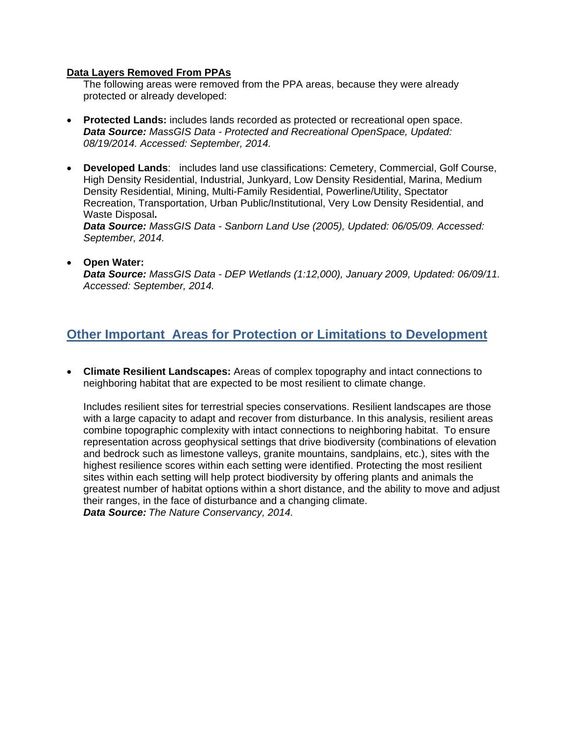**Data Layers Removed From PPAs**

The following areas were removed from the PPA areas, because they were already protected or already developed:

- **Protected Lands:** includes lands recorded as protected or recreational open space.
  ***Data Source:*** *MassGIS Data - Protected and Recreational OpenSpace, Updated: 08/19/2014. Accessed: September, 2014.*

- **Developed Lands**: includes land use classifications: Cemetery, Commercial, Golf Course, High Density Residential, Industrial, Junkyard, Low Density Residential, Marina, Medium Density Residential, Mining, Multi-Family Residential, Powerline/Utility, Spectator Recreation, Transportation, Urban Public/Institutional, Very Low Density Residential, and Waste Disposal**.**
  ***Data Source:*** *MassGIS Data - Sanborn Land Use (2005), Updated: 06/05/09. Accessed: September, 2014.*

- **Open Water:**
  ***Data Source:*** *MassGIS Data - DEP Wetlands (1:12,000), January 2009, Updated: 06/09/11. Accessed: September, 2014.*

## Other Important Areas for Protection or Limitations to Development

- **Climate Resilient Landscapes:** Areas of complex topography and intact connections to neighboring habitat that are expected to be most resilient to climate change.

  Includes resilient sites for terrestrial species conservations. Resilient landscapes are those with a large capacity to adapt and recover from disturbance. In this analysis, resilient areas combine topographic complexity with intact connections to neighboring habitat. To ensure representation across geophysical settings that drive biodiversity (combinations of elevation and bedrock such as limestone valleys, granite mountains, sandplains, etc.), sites with the highest resilience scores within each setting were identified. Protecting the most resilient sites within each setting will help protect biodiversity by offering plants and animals the greatest number of habitat options within a short distance, and the ability to move and adjust their ranges, in the face of disturbance and a changing climate.
  ***Data Source:*** *The Nature Conservancy, 2014.*